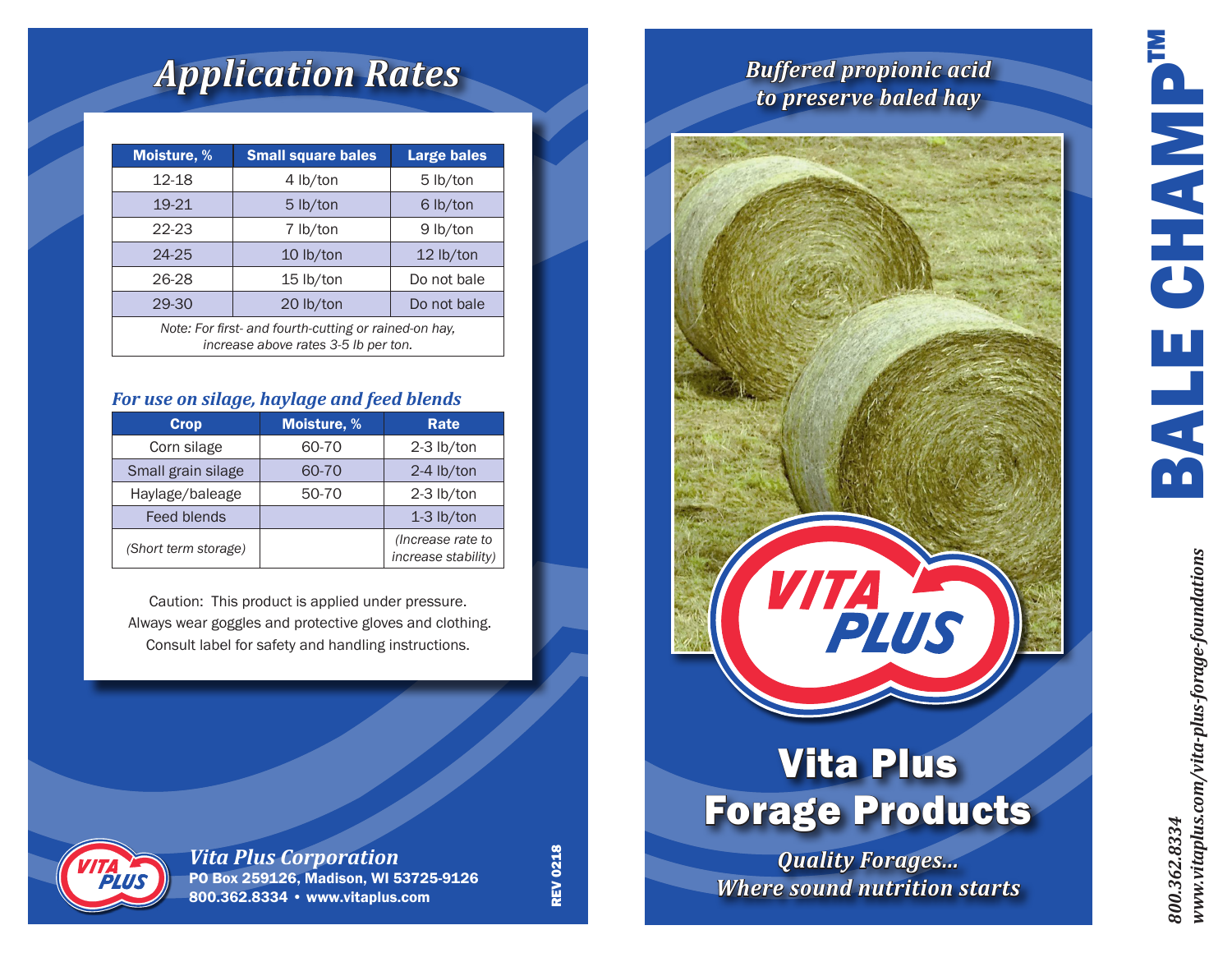# Application Rates

| Moisture, % | Small square bales | Large bales |
|---|---|---|
| 12-18 | 4 lb/ton | 5 lb/ton |
| 19-21 | 5 lb/ton | 6 lb/ton |
| 22-23 | 7 lb/ton | 9 lb/ton |
| 24-25 | 10 lb/ton | 12 lb/ton |
| 26-28 | 15 lb/ton | Do not bale |
| 29-30 | 20 lb/ton | Do not bale |

*Note: For first- and fourth-cutting or rained-on hay, increase above rates 3-5 lb per ton.*

### *For use on silage, haylage and feed blends*

| Crop | Moisture, % | Rate |
|---|---|---|
| Corn silage | 60-70 | 2-3 lb/ton |
| Small grain silage | 60-70 | 2-4 lb/ton |
| Haylage/baleage | 50-70 | 2-3 lb/ton |
| Feed blends | | 1-3 lb/ton |
| *(Short term storage)* | | *(Increase rate to increase stability)* |

Caution: This product is applied under pressure. Always wear goggles and protective gloves and clothing. Consult label for safety and handling instructions.

*Vita Plus Corporation*
**PO Box 259126, Madison, WI 53725-9126**
**800.362.8334 • www.vitaplus.com**

REV 0218

*Buffered propionic acid to preserve baled hay*

VITA PLUS

# Vita Plus Forage Products

*Quality Forages... Where sound nutrition starts*

# BALE CHAMP™

*800.362.8334*
*www.vitaplus.com/vita-plus-forage-foundations*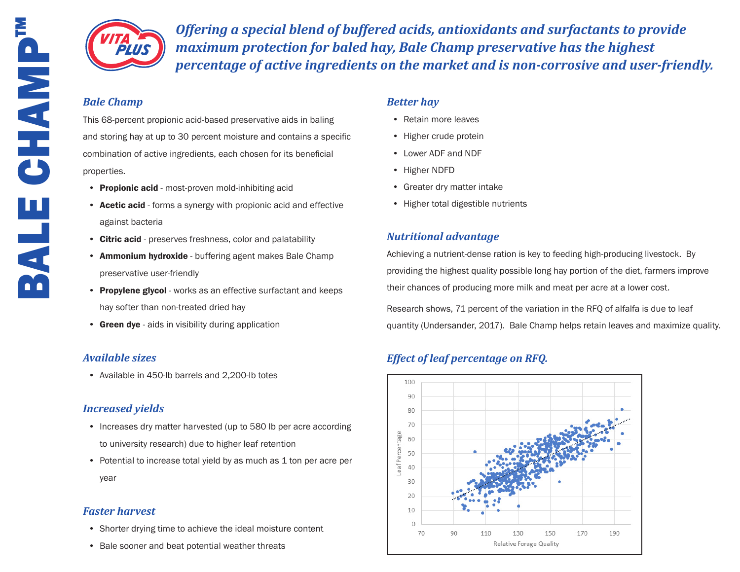# BALE CHAMP™

VITA PLUS

***Offering a special blend of buffered acids, antioxidants and surfactants to provide maximum protection for baled hay, Bale Champ preservative has the highest percentage of active ingredients on the market and is non-corrosive and user-friendly.***

## *Bale Champ*

This 68-percent propionic acid-based preservative aids in baling and storing hay at up to 30 percent moisture and contains a specific combination of active ingredients, each chosen for its beneficial properties.

- **Propionic acid** - most-proven mold-inhibiting acid
- **Acetic acid** - forms a synergy with propionic acid and effective against bacteria
- **Citric acid** - preserves freshness, color and palatability
- **Ammonium hydroxide** - buffering agent makes Bale Champ preservative user-friendly
- **Propylene glycol** - works as an effective surfactant and keeps hay softer than non-treated dried hay
- **Green dye** - aids in visibility during application

## *Available sizes*

- Available in 450-lb barrels and 2,200-lb totes

## *Increased yields*

- Increases dry matter harvested (up to 580 lb per acre according to university research) due to higher leaf retention
- Potential to increase total yield by as much as 1 ton per acre per year

## *Faster harvest*

- Shorter drying time to achieve the ideal moisture content
- Bale sooner and beat potential weather threats

## *Better hay*

- Retain more leaves
- Higher crude protein
- Lower ADF and NDF
- Higher NDFD
- Greater dry matter intake
- Higher total digestible nutrients

## *Nutritional advantage*

Achieving a nutrient-dense ration is key to feeding high-producing livestock. By providing the highest quality possible long hay portion of the diet, farmers improve their chances of producing more milk and meat per acre at a lower cost.

Research shows, 71 percent of the variation in the RFQ of alfalfa is due to leaf quantity (Undersander, 2017). Bale Champ helps retain leaves and maximize quality.

## *Effect of leaf percentage on RFQ.*

Leaf Percentage

100
90
80
70
60
50
40
30
20
10
0

70 90 110 130 150 170 190

Relative Forage Quality